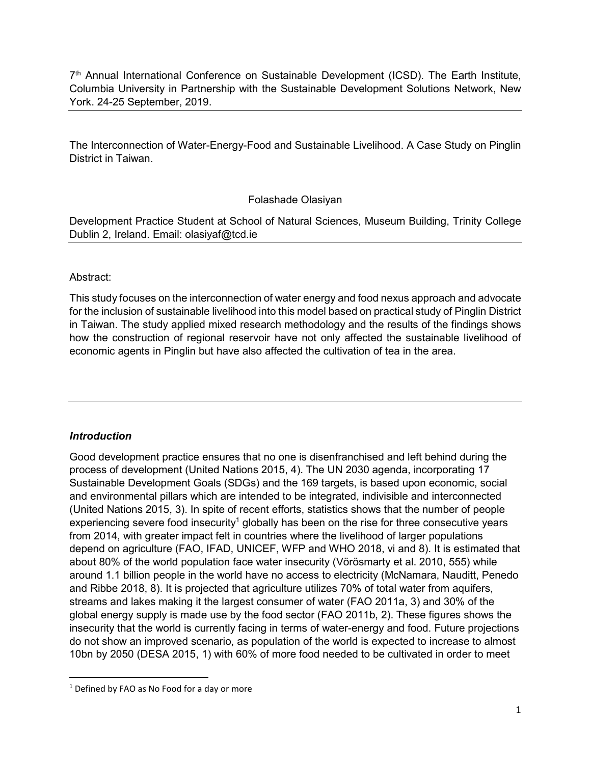7th Annual International Conference on Sustainable Development (ICSD). The Earth Institute, Columbia University in Partnership with the Sustainable Development Solutions Network, New York. 24-25 September, 2019.

# The Interconnection of Water-Energy-Food and Sustainable Livelihood. A Case Study on Pinglin District in Taiwan.

Folashade Olasiyan

Development Practice Student at School of Natural Sciences, Museum Building, Trinity College Dublin 2, Ireland. Email: olasiyaf@tcd.ie

Abstract:

This study focuses on the interconnection of water energy and food nexus approach and advocate for the inclusion of sustainable livelihood into this model based on practical study of Pinglin District in Taiwan. The study applied mixed research methodology and the results of the findings shows how the construction of regional reservoir have not only affected the sustainable livelihood of economic agents in Pinglin but have also affected the cultivation of tea in the area.

## *Introduction*

Good development practice ensures that no one is disenfranchised and left behind during the process of development (United Nations 2015, 4). The UN 2030 agenda, incorporating 17 Sustainable Development Goals (SDGs) and the 169 targets, is based upon economic, social and environmental pillars which are intended to be integrated, indivisible and interconnected (United Nations 2015, 3). In spite of recent efforts, statistics shows that the number of people experiencing severe food insecurity[1] globally has been on the rise for three consecutive years from 2014, with greater impact felt in countries where the livelihood of larger populations depend on agriculture (FAO, IFAD, UNICEF, WFP and WHO 2018, vi and 8). It is estimated that about 80% of the world population face water insecurity (Vörösmarty et al. 2010, 555) while around 1.1 billion people in the world have no access to electricity (McNamara, Nauditt, Penedo and Ribbe 2018, 8). It is projected that agriculture utilizes 70% of total water from aquifers, streams and lakes making it the largest consumer of water (FAO 2011a, 3) and 30% of the global energy supply is made use by the food sector (FAO 2011b, 2). These figures shows the insecurity that the world is currently facing in terms of water-energy and food. Future projections do not show an improved scenario, as population of the world is expected to increase to almost 10bn by 2050 (DESA 2015, 1) with 60% of more food needed to be cultivated in order to meet

[1] Defined by FAO as No Food for a day or more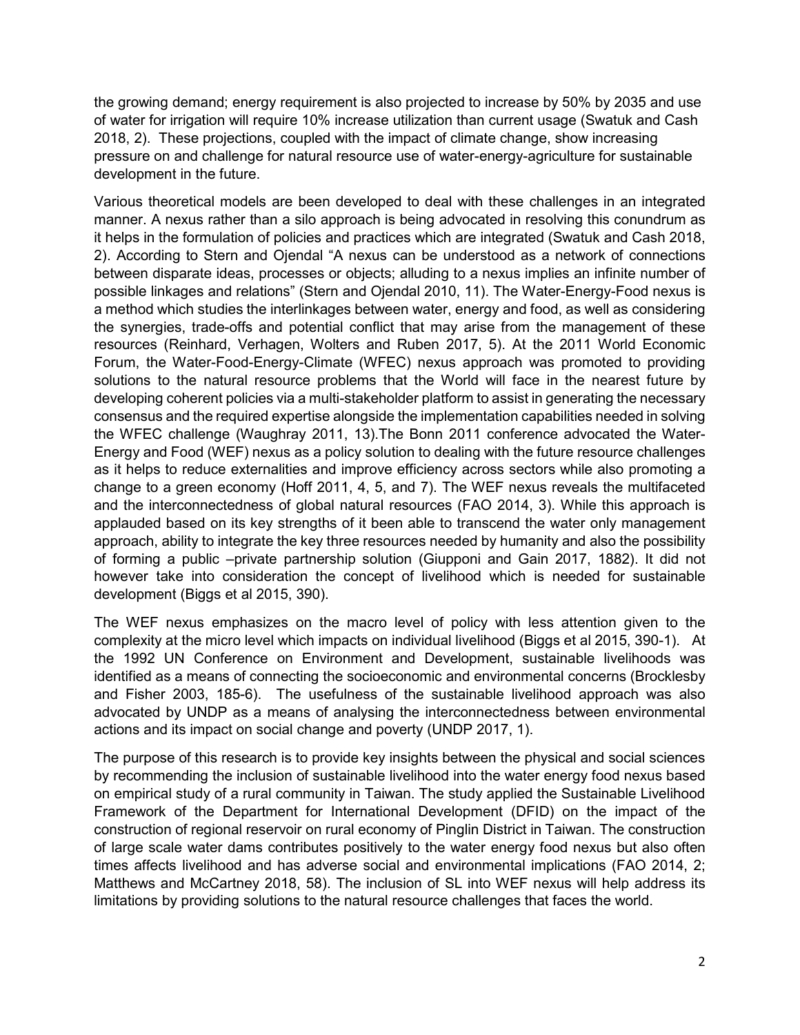the growing demand; energy requirement is also projected to increase by 50% by 2035 and use of water for irrigation will require 10% increase utilization than current usage (Swatuk and Cash 2018, 2). These projections, coupled with the impact of climate change, show increasing pressure on and challenge for natural resource use of water-energy-agriculture for sustainable development in the future.

Various theoretical models are been developed to deal with these challenges in an integrated manner. A nexus rather than a silo approach is being advocated in resolving this conundrum as it helps in the formulation of policies and practices which are integrated (Swatuk and Cash 2018, 2). According to Stern and Ojendal "A nexus can be understood as a network of connections between disparate ideas, processes or objects; alluding to a nexus implies an infinite number of possible linkages and relations" (Stern and Ojendal 2010, 11). The Water-Energy-Food nexus is a method which studies the interlinkages between water, energy and food, as well as considering the synergies, trade-offs and potential conflict that may arise from the management of these resources (Reinhard, Verhagen, Wolters and Ruben 2017, 5). At the 2011 World Economic Forum, the Water-Food-Energy-Climate (WFEC) nexus approach was promoted to providing solutions to the natural resource problems that the World will face in the nearest future by developing coherent policies via a multi-stakeholder platform to assist in generating the necessary consensus and the required expertise alongside the implementation capabilities needed in solving the WFEC challenge (Waughray 2011, 13).The Bonn 2011 conference advocated the Water-Energy and Food (WEF) nexus as a policy solution to dealing with the future resource challenges as it helps to reduce externalities and improve efficiency across sectors while also promoting a change to a green economy (Hoff 2011, 4, 5, and 7). The WEF nexus reveals the multifaceted and the interconnectedness of global natural resources (FAO 2014, 3). While this approach is applauded based on its key strengths of it been able to transcend the water only management approach, ability to integrate the key three resources needed by humanity and also the possibility of forming a public –private partnership solution (Giupponi and Gain 2017, 1882). It did not however take into consideration the concept of livelihood which is needed for sustainable development (Biggs et al 2015, 390).

The WEF nexus emphasizes on the macro level of policy with less attention given to the complexity at the micro level which impacts on individual livelihood (Biggs et al 2015, 390-1). At the 1992 UN Conference on Environment and Development, sustainable livelihoods was identified as a means of connecting the socioeconomic and environmental concerns (Brocklesby and Fisher 2003, 185-6). The usefulness of the sustainable livelihood approach was also advocated by UNDP as a means of analysing the interconnectedness between environmental actions and its impact on social change and poverty (UNDP 2017, 1).

The purpose of this research is to provide key insights between the physical and social sciences by recommending the inclusion of sustainable livelihood into the water energy food nexus based on empirical study of a rural community in Taiwan. The study applied the Sustainable Livelihood Framework of the Department for International Development (DFID) on the impact of the construction of regional reservoir on rural economy of Pinglin District in Taiwan. The construction of large scale water dams contributes positively to the water energy food nexus but also often times affects livelihood and has adverse social and environmental implications (FAO 2014, 2; Matthews and McCartney 2018, 58). The inclusion of SL into WEF nexus will help address its limitations by providing solutions to the natural resource challenges that faces the world.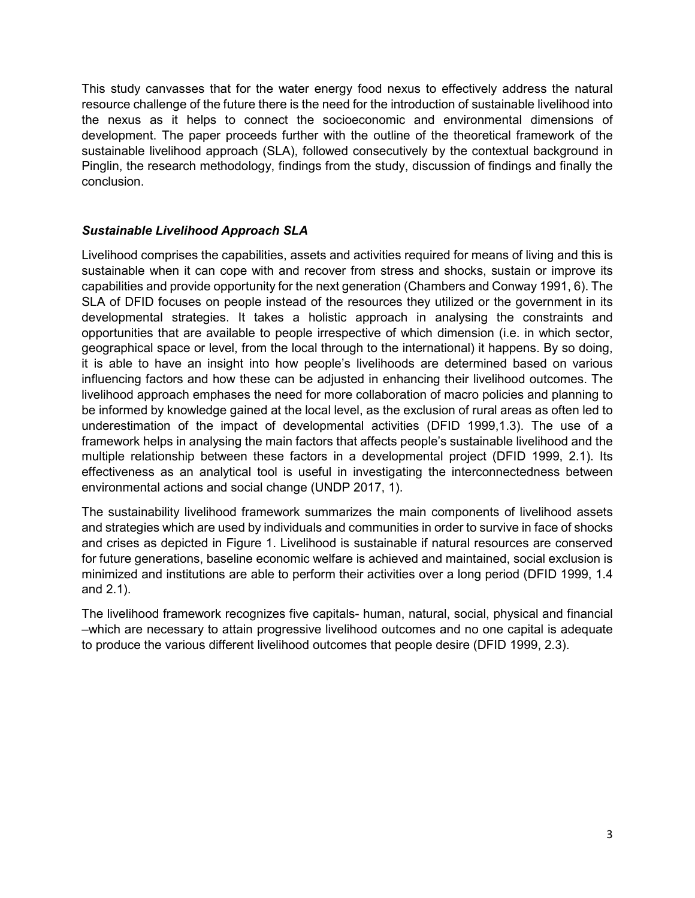This study canvasses that for the water energy food nexus to effectively address the natural resource challenge of the future there is the need for the introduction of sustainable livelihood into the nexus as it helps to connect the socioeconomic and environmental dimensions of development. The paper proceeds further with the outline of the theoretical framework of the sustainable livelihood approach (SLA), followed consecutively by the contextual background in Pinglin, the research methodology, findings from the study, discussion of findings and finally the conclusion.

### *Sustainable Livelihood Approach SLA*

Livelihood comprises the capabilities, assets and activities required for means of living and this is sustainable when it can cope with and recover from stress and shocks, sustain or improve its capabilities and provide opportunity for the next generation (Chambers and Conway 1991, 6). The SLA of DFID focuses on people instead of the resources they utilized or the government in its developmental strategies. It takes a holistic approach in analysing the constraints and opportunities that are available to people irrespective of which dimension (i.e. in which sector, geographical space or level, from the local through to the international) it happens. By so doing, it is able to have an insight into how people's livelihoods are determined based on various influencing factors and how these can be adjusted in enhancing their livelihood outcomes. The livelihood approach emphases the need for more collaboration of macro policies and planning to be informed by knowledge gained at the local level, as the exclusion of rural areas as often led to underestimation of the impact of developmental activities (DFID 1999,1.3). The use of a framework helps in analysing the main factors that affects people's sustainable livelihood and the multiple relationship between these factors in a developmental project (DFID 1999, 2.1). Its effectiveness as an analytical tool is useful in investigating the interconnectedness between environmental actions and social change (UNDP 2017, 1).

The sustainability livelihood framework summarizes the main components of livelihood assets and strategies which are used by individuals and communities in order to survive in face of shocks and crises as depicted in Figure 1. Livelihood is sustainable if natural resources are conserved for future generations, baseline economic welfare is achieved and maintained, social exclusion is minimized and institutions are able to perform their activities over a long period (DFID 1999, 1.4 and 2.1).

The livelihood framework recognizes five capitals- human, natural, social, physical and financial –which are necessary to attain progressive livelihood outcomes and no one capital is adequate to produce the various different livelihood outcomes that people desire (DFID 1999, 2.3).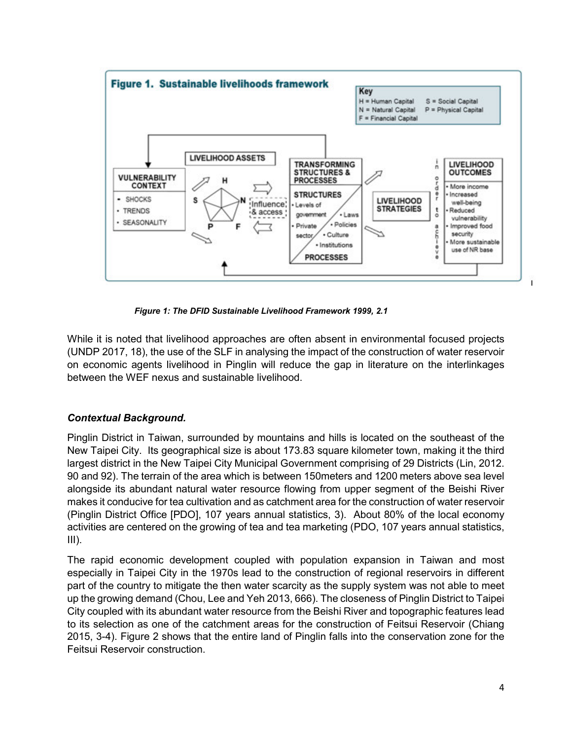*Figure 1: The DFID Sustainable Livelihood Framework 1999, 2.1*

While it is noted that livelihood approaches are often absent in environmental focused projects (UNDP 2017, 18), the use of the SLF in analysing the impact of the construction of water reservoir on economic agents livelihood in Pinglin will reduce the gap in literature on the interlinkages between the WEF nexus and sustainable livelihood.

### *Contextual Background.*

Pinglin District in Taiwan, surrounded by mountains and hills is located on the southeast of the New Taipei City. Its geographical size is about 173.83 square kilometer town, making it the third largest district in the New Taipei City Municipal Government comprising of 29 Districts (Lin, 2012. 90 and 92). The terrain of the area which is between 150meters and 1200 meters above sea level alongside its abundant natural water resource flowing from upper segment of the Beishi River makes it conducive for tea cultivation and as catchment area for the construction of water reservoir (Pinglin District Office [PDO], 107 years annual statistics, 3). About 80% of the local economy activities are centered on the growing of tea and tea marketing (PDO, 107 years annual statistics, III).

The rapid economic development coupled with population expansion in Taiwan and most especially in Taipei City in the 1970s lead to the construction of regional reservoirs in different part of the country to mitigate the then water scarcity as the supply system was not able to meet up the growing demand (Chou, Lee and Yeh 2013, 666). The closeness of Pinglin District to Taipei City coupled with its abundant water resource from the Beishi River and topographic features lead to its selection as one of the catchment areas for the construction of Feitsui Reservoir (Chiang 2015, 3-4). Figure 2 shows that the entire land of Pinglin falls into the conservation zone for the Feitsui Reservoir construction.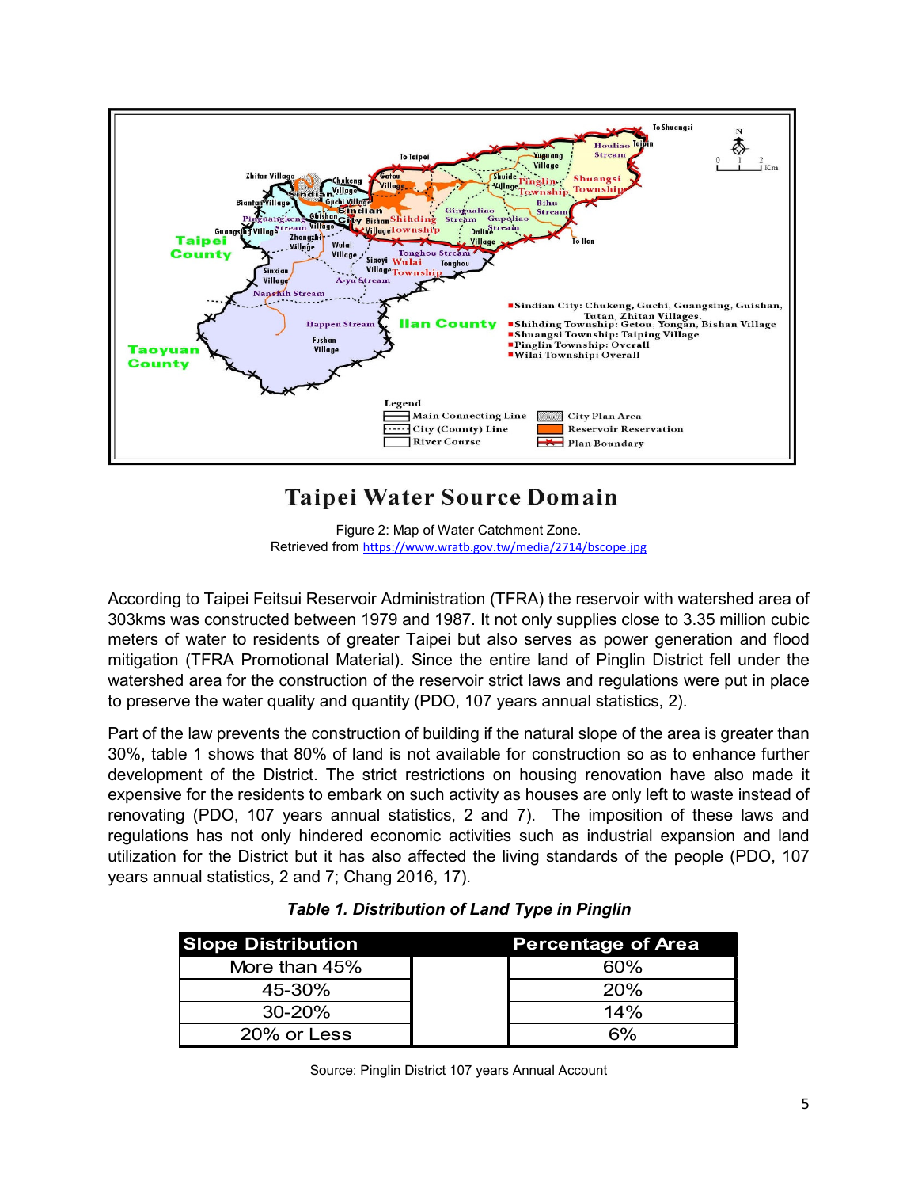Figure 2: Map of Water Catchment Zone.
Retrieved from https://www.wratb.gov.tw/media/2714/bscope.jpg

According to Taipei Feitsui Reservoir Administration (TFRA) the reservoir with watershed area of 303kms was constructed between 1979 and 1987. It not only supplies close to 3.35 million cubic meters of water to residents of greater Taipei but also serves as power generation and flood mitigation (TFRA Promotional Material). Since the entire land of Pinglin District fell under the watershed area for the construction of the reservoir strict laws and regulations were put in place to preserve the water quality and quantity (PDO, 107 years annual statistics, 2).

Part of the law prevents the construction of building if the natural slope of the area is greater than 30%, table 1 shows that 80% of land is not available for construction so as to enhance further development of the District. The strict restrictions on housing renovation have also made it expensive for the residents to embark on such activity as houses are only left to waste instead of renovating (PDO, 107 years annual statistics, 2 and 7). The imposition of these laws and regulations has not only hindered economic activities such as industrial expansion and land utilization for the District but it has also affected the living standards of the people (PDO, 107 years annual statistics, 2 and 7; Chang 2016, 17).

***Table 1. Distribution of Land Type in Pinglin***

| Slope Distribution | Percentage of Area |
|---|---|
| More than 45% | 60% |
| 45-30% | 20% |
| 30-20% | 14% |
| 20% or Less | 6% |

Source: Pinglin District 107 years Annual Account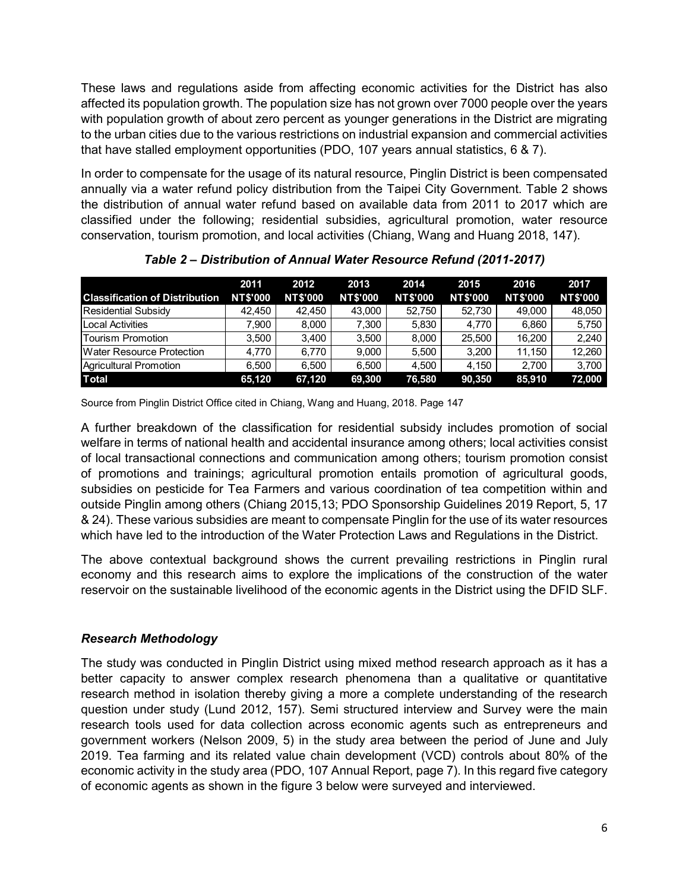These laws and regulations aside from affecting economic activities for the District has also affected its population growth. The population size has not grown over 7000 people over the years with population growth of about zero percent as younger generations in the District are migrating to the urban cities due to the various restrictions on industrial expansion and commercial activities that have stalled employment opportunities (PDO, 107 years annual statistics, 6 & 7).

In order to compensate for the usage of its natural resource, Pinglin District is been compensated annually via a water refund policy distribution from the Taipei City Government. Table 2 shows the distribution of annual water refund based on available data from 2011 to 2017 which are classified under the following; residential subsidies, agricultural promotion, water resource conservation, tourism promotion, and local activities (Chiang, Wang and Huang 2018, 147).

***Table 2 – Distribution of Annual Water Resource Refund (2011-2017)***

| Classification of Distribution | 2011 NT$'000 | 2012 NT$'000 | 2013 NT$'000 | 2014 NT$'000 | 2015 NT$'000 | 2016 NT$'000 | 2017 NT$'000 |
|---|---|---|---|---|---|---|---|
| Residential Subsidy | 42,450 | 42,450 | 43,000 | 52,750 | 52,730 | 49,000 | 48,050 |
| Local Activities | 7,900 | 8,000 | 7,300 | 5,830 | 4,770 | 6,860 | 5,750 |
| Tourism Promotion | 3,500 | 3,400 | 3,500 | 8,000 | 25,500 | 16,200 | 2,240 |
| Water Resource Protection | 4,770 | 6,770 | 9,000 | 5,500 | 3,200 | 11,150 | 12,260 |
| Agricultural Promotion | 6,500 | 6,500 | 6,500 | 4,500 | 4,150 | 2,700 | 3,700 |
| **Total** | **65,120** | **67,120** | **69,300** | **76,580** | **90,350** | **85,910** | **72,000** |

Source from Pinglin District Office cited in Chiang, Wang and Huang, 2018. Page 147

A further breakdown of the classification for residential subsidy includes promotion of social welfare in terms of national health and accidental insurance among others; local activities consist of local transactional connections and communication among others; tourism promotion consist of promotions and trainings; agricultural promotion entails promotion of agricultural goods, subsidies on pesticide for Tea Farmers and various coordination of tea competition within and outside Pinglin among others (Chiang 2015,13; PDO Sponsorship Guidelines 2019 Report, 5, 17 & 24). These various subsidies are meant to compensate Pinglin for the use of its water resources which have led to the introduction of the Water Protection Laws and Regulations in the District.

The above contextual background shows the current prevailing restrictions in Pinglin rural economy and this research aims to explore the implications of the construction of the water reservoir on the sustainable livelihood of the economic agents in the District using the DFID SLF.

### *Research Methodology*

The study was conducted in Pinglin District using mixed method research approach as it has a better capacity to answer complex research phenomena than a qualitative or quantitative research method in isolation thereby giving a more a complete understanding of the research question under study (Lund 2012, 157). Semi structured interview and Survey were the main research tools used for data collection across economic agents such as entrepreneurs and government workers (Nelson 2009, 5) in the study area between the period of June and July 2019. Tea farming and its related value chain development (VCD) controls about 80% of the economic activity in the study area (PDO, 107 Annual Report, page 7). In this regard five category of economic agents as shown in the figure 3 below were surveyed and interviewed.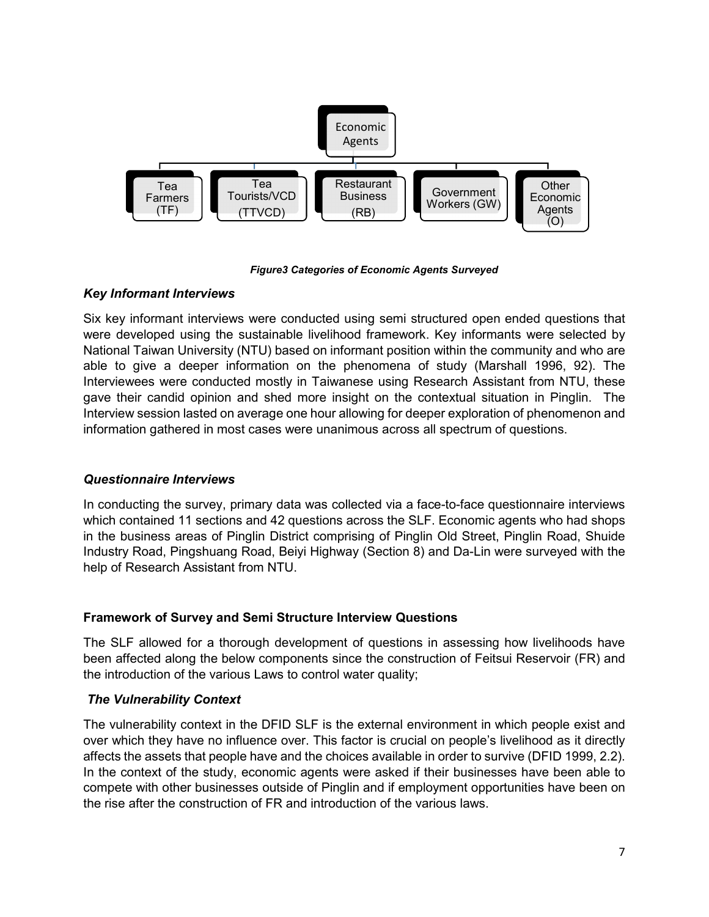Economic Agents

Tea Farmers (TF) | Tea Tourists/VCD (TTVCD) | Restaurant Business (RB) | Government Workers (GW) | Other Economic Agents (O)

***Figure3 Categories of Economic Agents Surveyed***

### *Key Informant Interviews*

Six key informant interviews were conducted using semi structured open ended questions that were developed using the sustainable livelihood framework. Key informants were selected by National Taiwan University (NTU) based on informant position within the community and who are able to give a deeper information on the phenomena of study (Marshall 1996, 92). The Interviewees were conducted mostly in Taiwanese using Research Assistant from NTU, these gave their candid opinion and shed more insight on the contextual situation in Pinglin. The Interview session lasted on average one hour allowing for deeper exploration of phenomenon and information gathered in most cases were unanimous across all spectrum of questions.

### *Questionnaire Interviews*

In conducting the survey, primary data was collected via a face-to-face questionnaire interviews which contained 11 sections and 42 questions across the SLF. Economic agents who had shops in the business areas of Pinglin District comprising of Pinglin Old Street, Pinglin Road, Shuide Industry Road, Pingshuang Road, Beiyi Highway (Section 8) and Da-Lin were surveyed with the help of Research Assistant from NTU.

### **Framework of Survey and Semi Structure Interview Questions**

The SLF allowed for a thorough development of questions in assessing how livelihoods have been affected along the below components since the construction of Feitsui Reservoir (FR) and the introduction of the various Laws to control water quality;

### *The Vulnerability Context*

The vulnerability context in the DFID SLF is the external environment in which people exist and over which they have no influence over. This factor is crucial on people's livelihood as it directly affects the assets that people have and the choices available in order to survive (DFID 1999, 2.2). In the context of the study, economic agents were asked if their businesses have been able to compete with other businesses outside of Pinglin and if employment opportunities have been on the rise after the construction of FR and introduction of the various laws.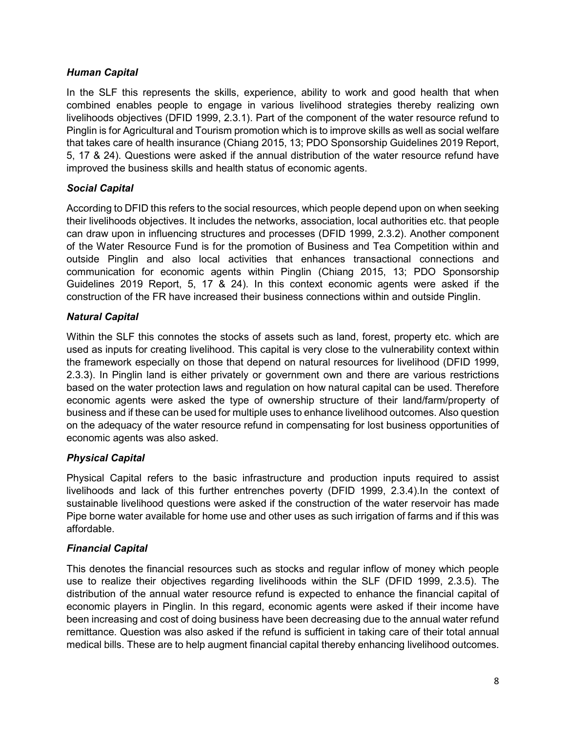***Human Capital***

In the SLF this represents the skills, experience, ability to work and good health that when combined enables people to engage in various livelihood strategies thereby realizing own livelihoods objectives (DFID 1999, 2.3.1). Part of the component of the water resource refund to Pinglin is for Agricultural and Tourism promotion which is to improve skills as well as social welfare that takes care of health insurance (Chiang 2015, 13; PDO Sponsorship Guidelines 2019 Report, 5, 17 & 24). Questions were asked if the annual distribution of the water resource refund have improved the business skills and health status of economic agents.

***Social Capital***

According to DFID this refers to the social resources, which people depend upon on when seeking their livelihoods objectives. It includes the networks, association, local authorities etc. that people can draw upon in influencing structures and processes (DFID 1999, 2.3.2). Another component of the Water Resource Fund is for the promotion of Business and Tea Competition within and outside Pinglin and also local activities that enhances transactional connections and communication for economic agents within Pinglin (Chiang 2015, 13; PDO Sponsorship Guidelines 2019 Report, 5, 17 & 24). In this context economic agents were asked if the construction of the FR have increased their business connections within and outside Pinglin.

***Natural Capital***

Within the SLF this connotes the stocks of assets such as land, forest, property etc. which are used as inputs for creating livelihood. This capital is very close to the vulnerability context within the framework especially on those that depend on natural resources for livelihood (DFID 1999, 2.3.3). In Pinglin land is either privately or government own and there are various restrictions based on the water protection laws and regulation on how natural capital can be used. Therefore economic agents were asked the type of ownership structure of their land/farm/property of business and if these can be used for multiple uses to enhance livelihood outcomes. Also question on the adequacy of the water resource refund in compensating for lost business opportunities of economic agents was also asked.

***Physical Capital***

Physical Capital refers to the basic infrastructure and production inputs required to assist livelihoods and lack of this further entrenches poverty (DFID 1999, 2.3.4).In the context of sustainable livelihood questions were asked if the construction of the water reservoir has made Pipe borne water available for home use and other uses as such irrigation of farms and if this was affordable.

***Financial Capital***

This denotes the financial resources such as stocks and regular inflow of money which people use to realize their objectives regarding livelihoods within the SLF (DFID 1999, 2.3.5). The distribution of the annual water resource refund is expected to enhance the financial capital of economic players in Pinglin. In this regard, economic agents were asked if their income have been increasing and cost of doing business have been decreasing due to the annual water refund remittance. Question was also asked if the refund is sufficient in taking care of their total annual medical bills. These are to help augment financial capital thereby enhancing livelihood outcomes.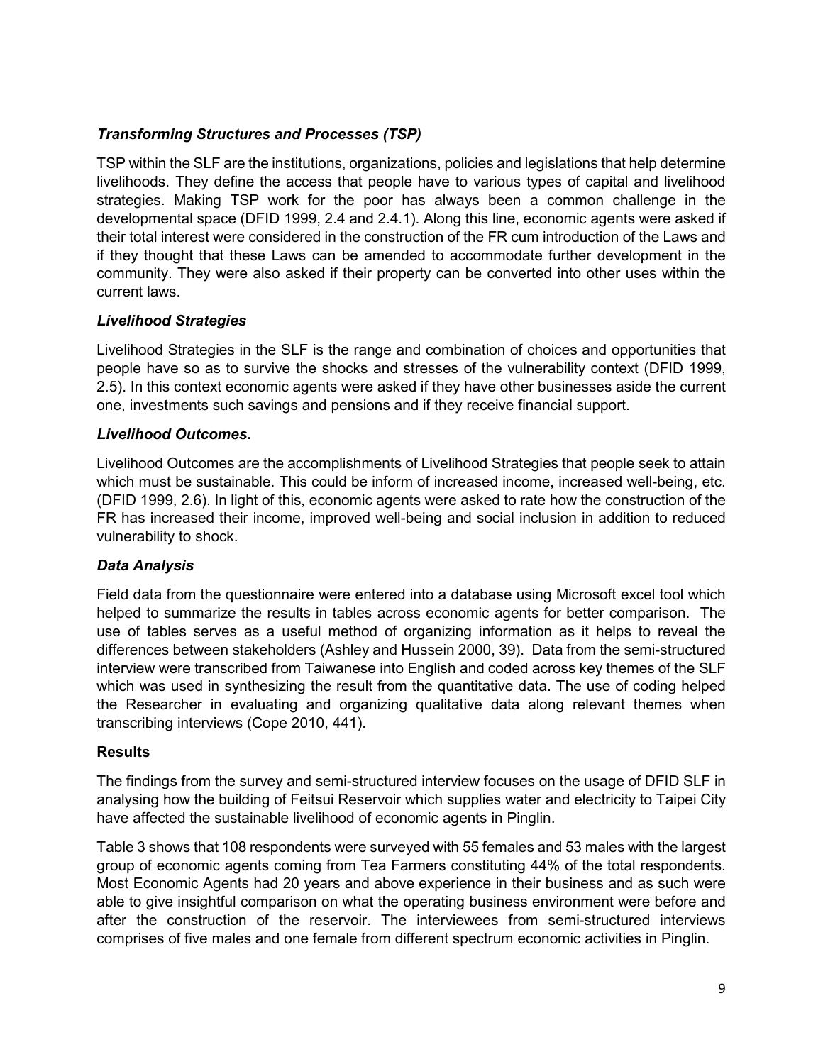### *Transforming Structures and Processes (TSP)*

TSP within the SLF are the institutions, organizations, policies and legislations that help determine livelihoods. They define the access that people have to various types of capital and livelihood strategies. Making TSP work for the poor has always been a common challenge in the developmental space (DFID 1999, 2.4 and 2.4.1). Along this line, economic agents were asked if their total interest were considered in the construction of the FR cum introduction of the Laws and if they thought that these Laws can be amended to accommodate further development in the community. They were also asked if their property can be converted into other uses within the current laws.

### *Livelihood Strategies*

Livelihood Strategies in the SLF is the range and combination of choices and opportunities that people have so as to survive the shocks and stresses of the vulnerability context (DFID 1999, 2.5). In this context economic agents were asked if they have other businesses aside the current one, investments such savings and pensions and if they receive financial support.

### *Livelihood Outcomes.*

Livelihood Outcomes are the accomplishments of Livelihood Strategies that people seek to attain which must be sustainable. This could be inform of increased income, increased well-being, etc. (DFID 1999, 2.6). In light of this, economic agents were asked to rate how the construction of the FR has increased their income, improved well-being and social inclusion in addition to reduced vulnerability to shock.

### *Data Analysis*

Field data from the questionnaire were entered into a database using Microsoft excel tool which helped to summarize the results in tables across economic agents for better comparison. The use of tables serves as a useful method of organizing information as it helps to reveal the differences between stakeholders (Ashley and Hussein 2000, 39). Data from the semi-structured interview were transcribed from Taiwanese into English and coded across key themes of the SLF which was used in synthesizing the result from the quantitative data. The use of coding helped the Researcher in evaluating and organizing qualitative data along relevant themes when transcribing interviews (Cope 2010, 441).

## **Results**

The findings from the survey and semi-structured interview focuses on the usage of DFID SLF in analysing how the building of Feitsui Reservoir which supplies water and electricity to Taipei City have affected the sustainable livelihood of economic agents in Pinglin.

Table 3 shows that 108 respondents were surveyed with 55 females and 53 males with the largest group of economic agents coming from Tea Farmers constituting 44% of the total respondents. Most Economic Agents had 20 years and above experience in their business and as such were able to give insightful comparison on what the operating business environment were before and after the construction of the reservoir. The interviewees from semi-structured interviews comprises of five males and one female from different spectrum economic activities in Pinglin.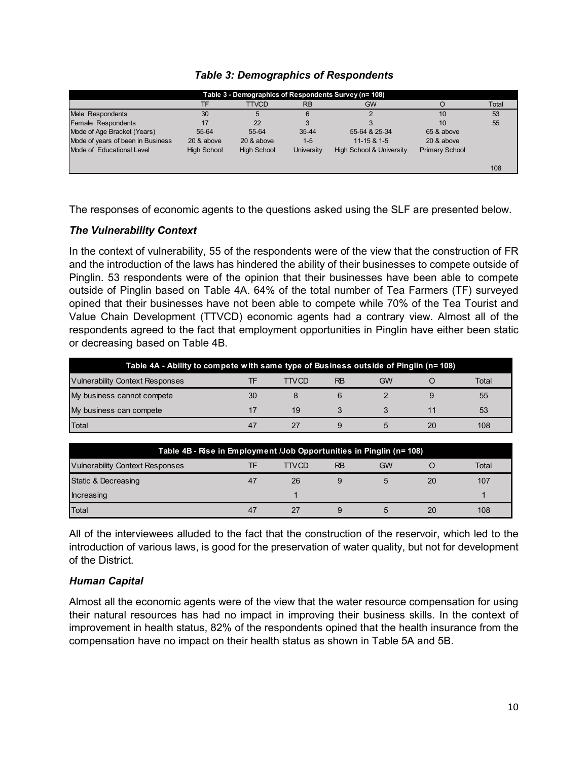***Table 3: Demographics of Respondents***

| Table 3 - Demographics of Respondents Survey (n= 108) | | | | | | |
|---|---|---|---|---|---|---|
| | TF | TTVCD | RB | GW | O | Total |
| Male Respondents | 30 | 5 | 6 | 2 | 10 | 53 |
| Female Respondents | 17 | 22 | 3 | 3 | 10 | 55 |
| Mode of Age Bracket (Years) | 55-64 | 55-64 | 35-44 | 55-64 & 25-34 | 65 & above | |
| Mode of years of been in Business | 20 & above | 20 & above | 1-5 | 11-15 & 1-5 | 20 & above | |
| Mode of Educational Level | High School | High School | University | High School & University | Primary School | |
| | | | | | | 108 |

The responses of economic agents to the questions asked using the SLF are presented below.

### *The Vulnerability Context*

In the context of vulnerability, 55 of the respondents were of the view that the construction of FR and the introduction of the laws has hindered the ability of their businesses to compete outside of Pinglin. 53 respondents were of the opinion that their businesses have been able to compete outside of Pinglin based on Table 4A. 64% of the total number of Tea Farmers (TF) surveyed opined that their businesses have not been able to compete while 70% of the Tea Tourist and Value Chain Development (TTVCD) economic agents had a contrary view. Almost all of the respondents agreed to the fact that employment opportunities in Pinglin have either been static or decreasing based on Table 4B.

| Table 4A - Ability to compete with same type of Business outside of Pinglin (n= 108) | | | | | | |
|---|---|---|---|---|---|---|
| Vulnerability Context Responses | TF | TTVCD | RB | GW | O | Total |
| My business cannot compete | 30 | 8 | 6 | 2 | 9 | 55 |
| My business can compete | 17 | 19 | 3 | 3 | 11 | 53 |
| Total | 47 | 27 | 9 | 5 | 20 | 108 |

| Table 4B - Rise in Employment /Job Opportunities in Pinglin (n= 108) | | | | | | |
|---|---|---|---|---|---|---|
| Vulnerability Context Responses | TF | TTVCD | RB | GW | O | Total |
| Static & Decreasing | 47 | 26 | 9 | 5 | 20 | 107 |
| Increasing | | 1 | | | | 1 |
| Total | 47 | 27 | 9 | 5 | 20 | 108 |

All of the interviewees alluded to the fact that the construction of the reservoir, which led to the introduction of various laws, is good for the preservation of water quality, but not for development of the District.

### *Human Capital*

Almost all the economic agents were of the view that the water resource compensation for using their natural resources has had no impact in improving their business skills. In the context of improvement in health status, 82% of the respondents opined that the health insurance from the compensation have no impact on their health status as shown in Table 5A and 5B.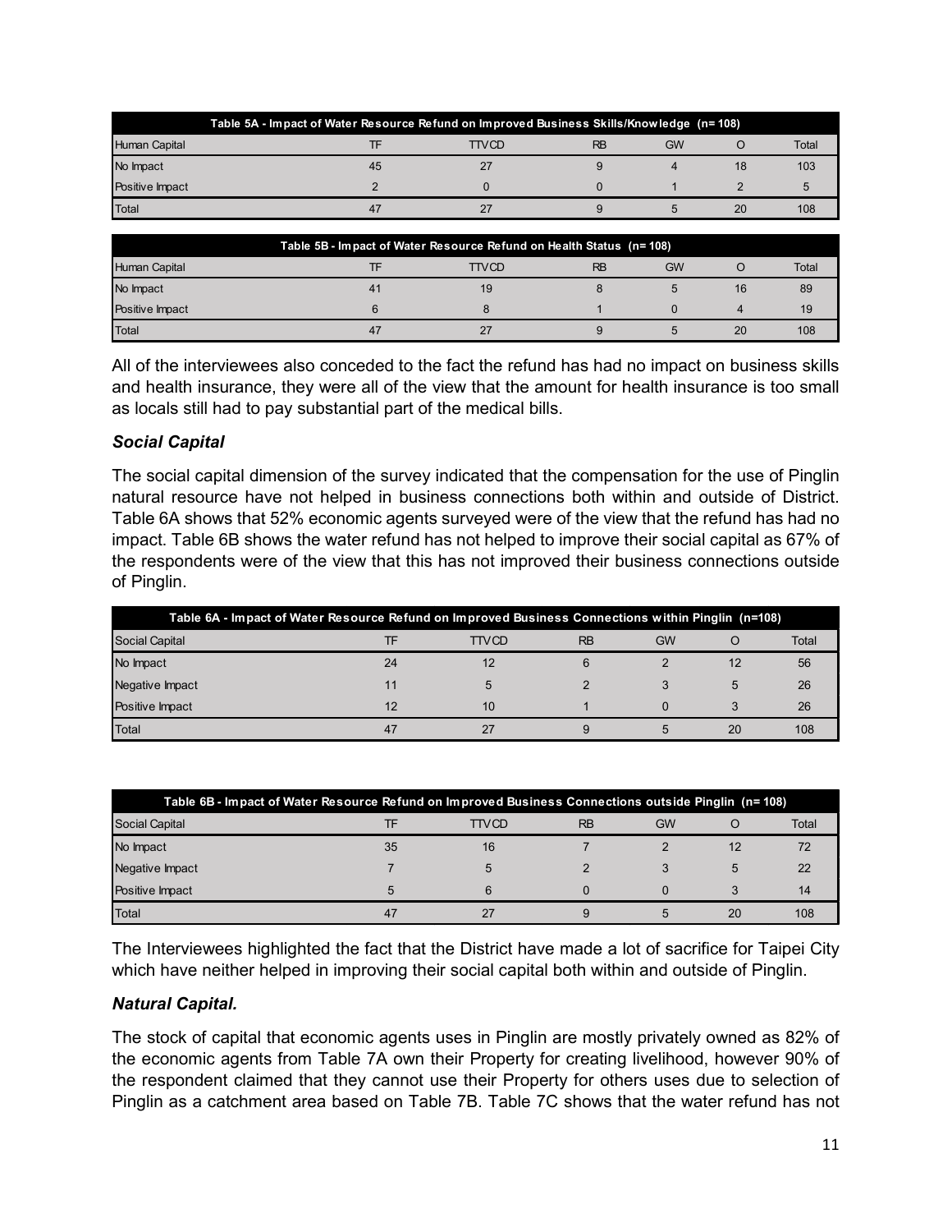| Table 5A - Impact of Water Resource Refund on Improved Business Skills/Knowledge (n= 108) | | | | | | |
|---|---|---|---|---|---|---|
| Human Capital | TF | TTVCD | RB | GW | O | Total |
| No Impact | 45 | 27 | 9 | 4 | 18 | 103 |
| Positive Impact | 2 | 0 | 0 | 1 | 2 | 5 |
| Total | 47 | 27 | 9 | 5 | 20 | 108 |

| Table 5B - Impact of Water Resource Refund on Health Status (n= 108) | | | | | | |
|---|---|---|---|---|---|---|
| Human Capital | TF | TTVCD | RB | GW | O | Total |
| No Impact | 41 | 19 | 8 | 5 | 16 | 89 |
| Positive Impact | 6 | 8 | 1 | 0 | 4 | 19 |
| Total | 47 | 27 | 9 | 5 | 20 | 108 |

All of the interviewees also conceded to the fact the refund has had no impact on business skills and health insurance, they were all of the view that the amount for health insurance is too small as locals still had to pay substantial part of the medical bills.

### *Social Capital*

The social capital dimension of the survey indicated that the compensation for the use of Pinglin natural resource have not helped in business connections both within and outside of District. Table 6A shows that 52% economic agents surveyed were of the view that the refund has had no impact. Table 6B shows the water refund has not helped to improve their social capital as 67% of the respondents were of the view that this has not improved their business connections outside of Pinglin.

| Table 6A - Impact of Water Resource Refund on Improved Business Connections within Pinglin (n=108) | | | | | | |
|---|---|---|---|---|---|---|
| Social Capital | TF | TTVCD | RB | GW | O | Total |
| No Impact | 24 | 12 | 6 | 2 | 12 | 56 |
| Negative Impact | 11 | 5 | 2 | 3 | 5 | 26 |
| Positive Impact | 12 | 10 | 1 | 0 | 3 | 26 |
| Total | 47 | 27 | 9 | 5 | 20 | 108 |

| Table 6B - Impact of Water Resource Refund on Improved Business Connections outside Pinglin (n= 108) | | | | | | |
|---|---|---|---|---|---|---|
| Social Capital | TF | TTVCD | RB | GW | O | Total |
| No Impact | 35 | 16 | 7 | 2 | 12 | 72 |
| Negative Impact | 7 | 5 | 2 | 3 | 5 | 22 |
| Positive Impact | 5 | 6 | 0 | 0 | 3 | 14 |
| Total | 47 | 27 | 9 | 5 | 20 | 108 |

The Interviewees highlighted the fact that the District have made a lot of sacrifice for Taipei City which have neither helped in improving their social capital both within and outside of Pinglin.

### *Natural Capital.*

The stock of capital that economic agents uses in Pinglin are mostly privately owned as 82% of the economic agents from Table 7A own their Property for creating livelihood, however 90% of the respondent claimed that they cannot use their Property for others uses due to selection of Pinglin as a catchment area based on Table 7B. Table 7C shows that the water refund has not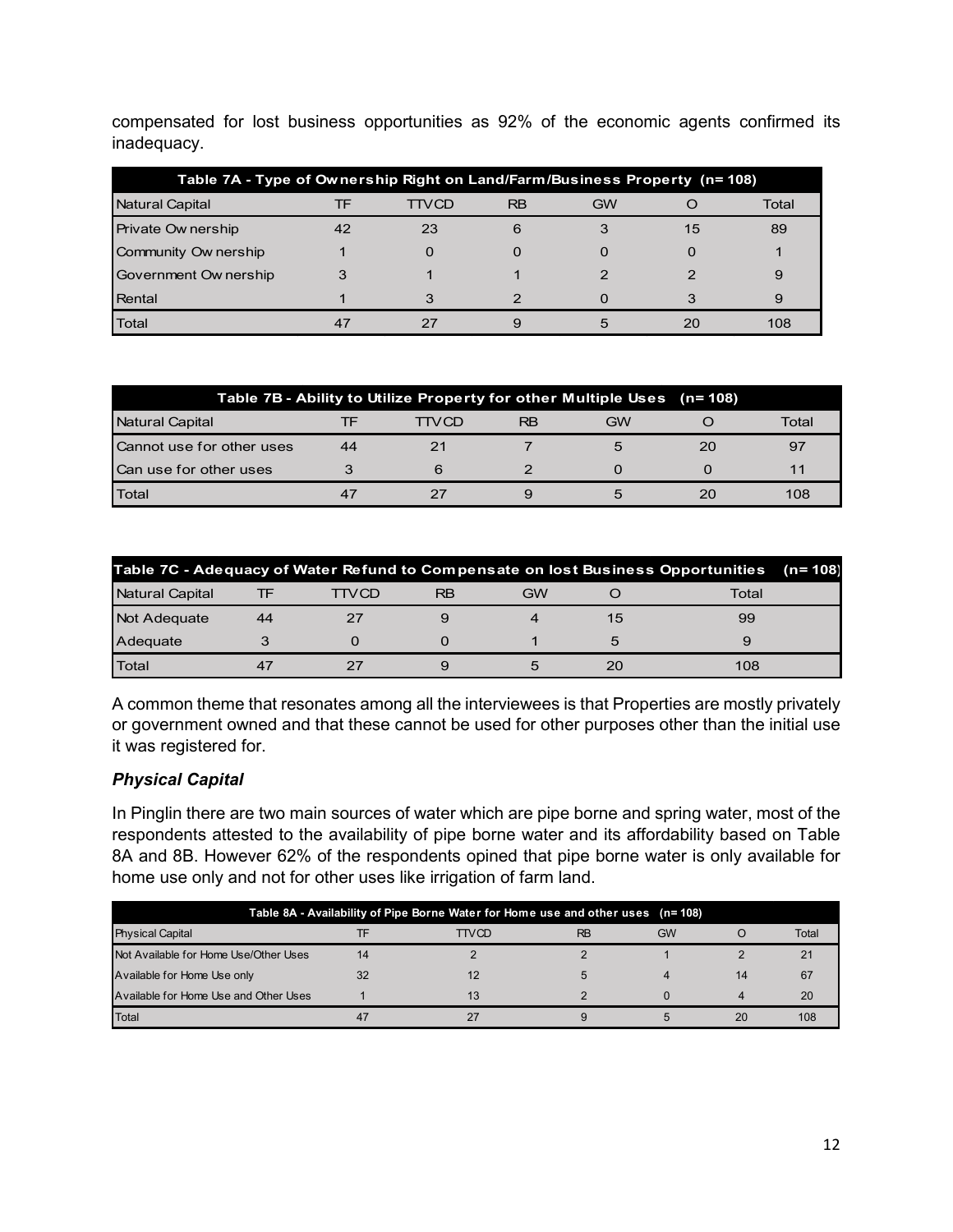compensated for lost business opportunities as 92% of the economic agents confirmed its inadequacy.

| Table 7A - Type of Ownership Right on Land/Farm/Business Property (n= 108) | | | | | | |
|---|---|---|---|---|---|---|
| Natural Capital | TF | TTVCD | RB | GW | O | Total |
| Private Ownership | 42 | 23 | 6 | 3 | 15 | 89 |
| Community Ownership | 1 | 0 | 0 | 0 | 0 | 1 |
| Government Ownership | 3 | 1 | 1 | 2 | 2 | 9 |
| Rental | 1 | 3 | 2 | 0 | 3 | 9 |
| Total | 47 | 27 | 9 | 5 | 20 | 108 |

| Table 7B - Ability to Utilize Property for other Multiple Uses (n= 108) | | | | | | |
|---|---|---|---|---|---|---|
| Natural Capital | TF | TTVCD | RB | GW | O | Total |
| Cannot use for other uses | 44 | 21 | 7 | 5 | 20 | 97 |
| Can use for other uses | 3 | 6 | 2 | 0 | 0 | 11 |
| Total | 47 | 27 | 9 | 5 | 20 | 108 |

| Table 7C - Adequacy of Water Refund to Compensate on lost Business Opportunities (n= 108) | | | | | | |
|---|---|---|---|---|---|---|
| Natural Capital | TF | TTVCD | RB | GW | O | Total |
| Not Adequate | 44 | 27 | 9 | 4 | 15 | 99 |
| Adequate | 3 | 0 | 0 | 1 | 5 | 9 |
| Total | 47 | 27 | 9 | 5 | 20 | 108 |

A common theme that resonates among all the interviewees is that Properties are mostly privately or government owned and that these cannot be used for other purposes other than the initial use it was registered for.

### *Physical Capital*

In Pinglin there are two main sources of water which are pipe borne and spring water, most of the respondents attested to the availability of pipe borne water and its affordability based on Table 8A and 8B. However 62% of the respondents opined that pipe borne water is only available for home use only and not for other uses like irrigation of farm land.

| Table 8A - Availability of Pipe Borne Water for Home use and other uses (n= 108) | | | | | | |
|---|---|---|---|---|---|---|
| Physical Capital | TF | TTVCD | RB | GW | O | Total |
| Not Available for Home Use/Other Uses | 14 | 2 | 2 | 1 | 2 | 21 |
| Available for Home Use only | 32 | 12 | 5 | 4 | 14 | 67 |
| Available for Home Use and Other Uses | 1 | 13 | 2 | 0 | 4 | 20 |
| Total | 47 | 27 | 9 | 5 | 20 | 108 |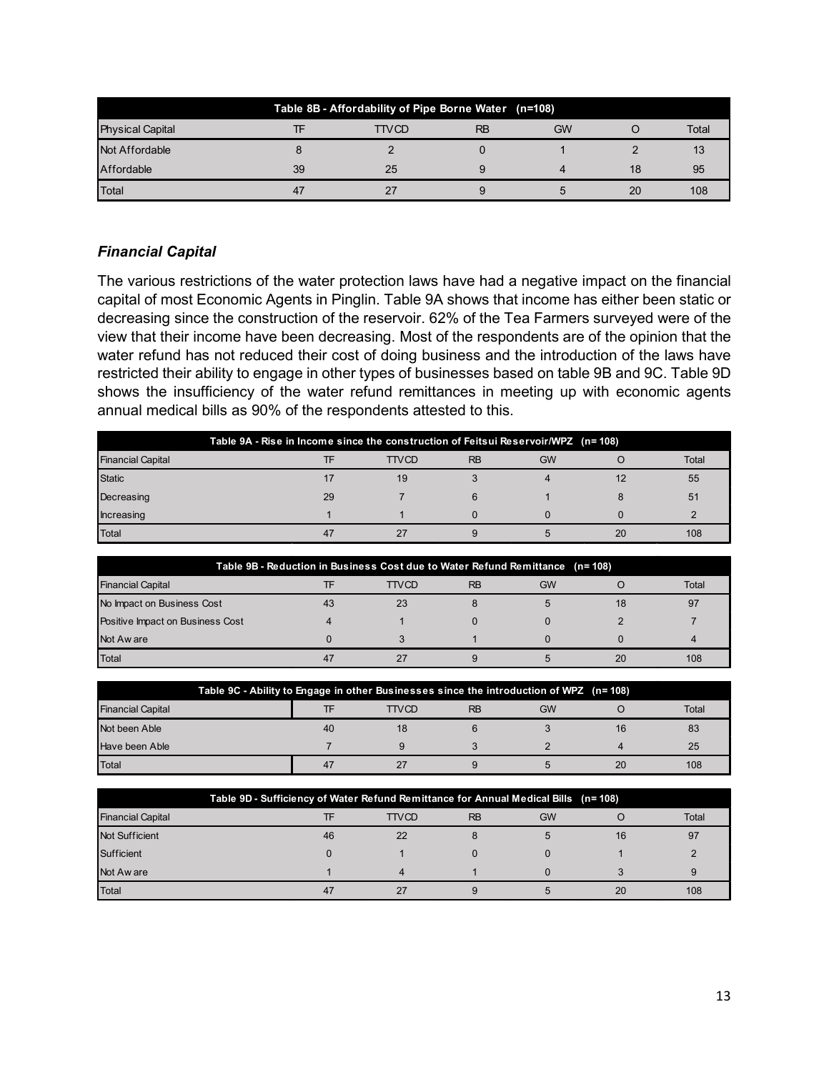| Table 8B - Affordability of Pipe Borne Water (n=108) | | | | | | |
|---|---|---|---|---|---|---|
| Physical Capital | TF | TTVCD | RB | GW | O | Total |
| Not Affordable | 8 | 2 | 0 | 1 | 2 | 13 |
| Affordable | 39 | 25 | 9 | 4 | 18 | 95 |
| Total | 47 | 27 | 9 | 5 | 20 | 108 |

### *Financial Capital*

The various restrictions of the water protection laws have had a negative impact on the financial capital of most Economic Agents in Pinglin. Table 9A shows that income has either been static or decreasing since the construction of the reservoir. 62% of the Tea Farmers surveyed were of the view that their income have been decreasing. Most of the respondents are of the opinion that the water refund has not reduced their cost of doing business and the introduction of the laws have restricted their ability to engage in other types of businesses based on table 9B and 9C. Table 9D shows the insufficiency of the water refund remittances in meeting up with economic agents annual medical bills as 90% of the respondents attested to this.

| Table 9A - Rise in Income since the construction of Feitsui Reservoir/WPZ (n= 108) | | | | | | |
|---|---|---|---|---|---|---|
| Financial Capital | TF | TTVCD | RB | GW | O | Total |
| Static | 17 | 19 | 3 | 4 | 12 | 55 |
| Decreasing | 29 | 7 | 6 | 1 | 8 | 51 |
| Increasing | 1 | 1 | 0 | 0 | 0 | 2 |
| Total | 47 | 27 | 9 | 5 | 20 | 108 |

| Table 9B - Reduction in Business Cost due to Water Refund Remittance (n= 108) | | | | | | |
|---|---|---|---|---|---|---|
| Financial Capital | TF | TTVCD | RB | GW | O | Total |
| No Impact on Business Cost | 43 | 23 | 8 | 5 | 18 | 97 |
| Positive Impact on Business Cost | 4 | 1 | 0 | 0 | 2 | 7 |
| Not Aware | 0 | 3 | 1 | 0 | 0 | 4 |
| Total | 47 | 27 | 9 | 5 | 20 | 108 |

| Table 9C - Ability to Engage in other Businesses since the introduction of WPZ (n= 108) | | | | | | |
|---|---|---|---|---|---|---|
| Financial Capital | TF | TTVCD | RB | GW | O | Total |
| Not been Able | 40 | 18 | 6 | 3 | 16 | 83 |
| Have been Able | 7 | 9 | 3 | 2 | 4 | 25 |
| Total | 47 | 27 | 9 | 5 | 20 | 108 |

| Table 9D - Sufficiency of Water Refund Remittance for Annual Medical Bills (n= 108) | | | | | | |
|---|---|---|---|---|---|---|
| Financial Capital | TF | TTVCD | RB | GW | O | Total |
| Not Sufficient | 46 | 22 | 8 | 5 | 16 | 97 |
| Sufficient | 0 | 1 | 0 | 0 | 1 | 2 |
| Not Aware | 1 | 4 | 1 | 0 | 3 | 9 |
| Total | 47 | 27 | 9 | 5 | 20 | 108 |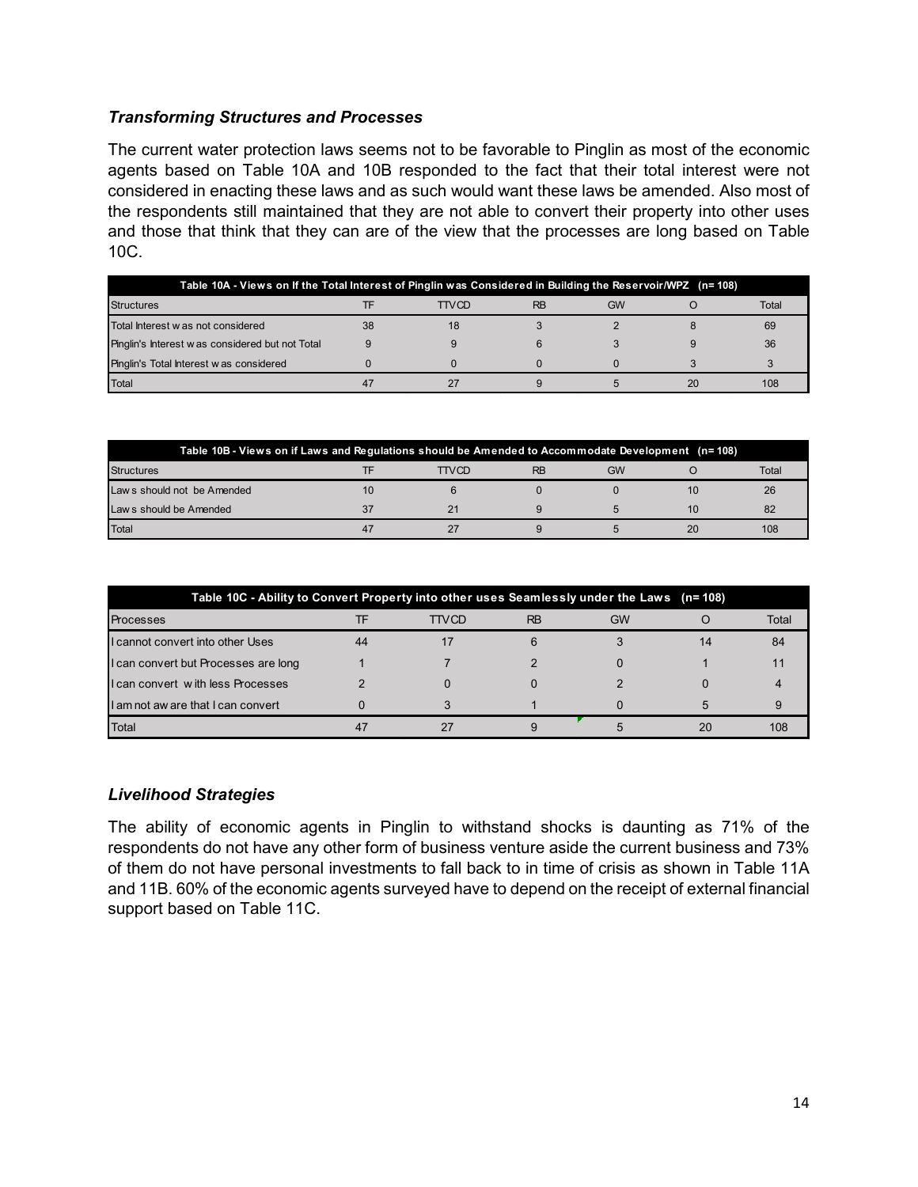### *Transforming Structures and Processes*

The current water protection laws seems not to be favorable to Pinglin as most of the economic agents based on Table 10A and 10B responded to the fact that their total interest were not considered in enacting these laws and as such would want these laws be amended. Also most of the respondents still maintained that they are not able to convert their property into other uses and those that think that they can are of the view that the processes are long based on Table 10C.

**Table 10A - Views on If the Total Interest of Pinglin was Considered in Building the Reservoir/WPZ (n= 108)**

| Structures | TF | TTVCD | RB | GW | O | Total |
|---|---|---|---|---|---|---|
| Total Interest was not considered | 38 | 18 | 3 | 2 | 8 | 69 |
| Pinglin's Interest was considered but not Total | 9 | 9 | 6 | 3 | 9 | 36 |
| Pinglin's Total Interest was considered | 0 | 0 | 0 | 0 | 3 | 3 |
| Total | 47 | 27 | 9 | 5 | 20 | 108 |

**Table 10B - Views on if Laws and Regulations should be Amended to Accommodate Development (n= 108)**

| Structures | TF | TTVCD | RB | GW | O | Total |
|---|---|---|---|---|---|---|
| Laws should not be Amended | 10 | 6 | 0 | 0 | 10 | 26 |
| Laws should be Amended | 37 | 21 | 9 | 5 | 10 | 82 |
| Total | 47 | 27 | 9 | 5 | 20 | 108 |

**Table 10C - Ability to Convert Property into other uses Seamlessly under the Laws (n= 108)**

| Processes | TF | TTVCD | RB | GW | O | Total |
|---|---|---|---|---|---|---|
| I cannot convert into other Uses | 44 | 17 | 6 | 3 | 14 | 84 |
| I can convert but Processes are long | 1 | 7 | 2 | 0 | 1 | 11 |
| I can convert with less Processes | 2 | 0 | 0 | 2 | 0 | 4 |
| I am not aware that I can convert | 0 | 3 | 1 | 0 | 5 | 9 |
| Total | 47 | 27 | 9 | 5 | 20 | 108 |

### *Livelihood Strategies*

The ability of economic agents in Pinglin to withstand shocks is daunting as 71% of the respondents do not have any other form of business venture aside the current business and 73% of them do not have personal investments to fall back to in time of crisis as shown in Table 11A and 11B. 60% of the economic agents surveyed have to depend on the receipt of external financial support based on Table 11C.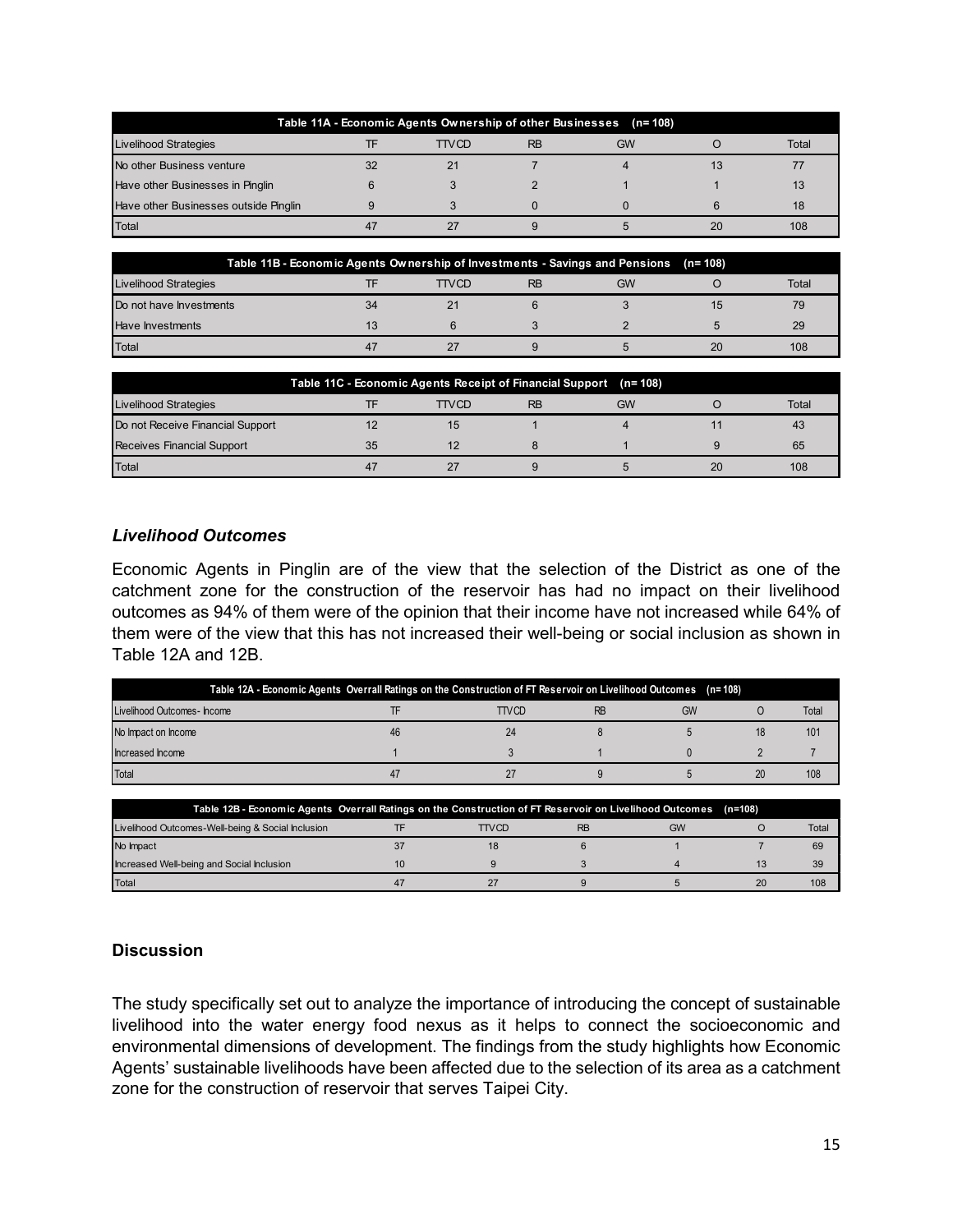| Table 11A - Economic Agents Ownership of other Businesses (n= 108) | | | | | | |
|---|---|---|---|---|---|---|
| Livelihood Strategies | TF | TTVCD | RB | GW | O | Total |
| No other Business venture | 32 | 21 | 7 | 4 | 13 | 77 |
| Have other Businesses in Pinglin | 6 | 3 | 2 | 1 | 1 | 13 |
| Have other Businesses outside Pinglin | 9 | 3 | 0 | 0 | 6 | 18 |
| Total | 47 | 27 | 9 | 5 | 20 | 108 |

| Table 11B - Economic Agents Ownership of Investments - Savings and Pensions (n= 108) | | | | | | |
|---|---|---|---|---|---|---|
| Livelihood Strategies | TF | TTVCD | RB | GW | O | Total |
| Do not have Investments | 34 | 21 | 6 | 3 | 15 | 79 |
| Have Investments | 13 | 6 | 3 | 2 | 5 | 29 |
| Total | 47 | 27 | 9 | 5 | 20 | 108 |

| Table 11C - Economic Agents Receipt of Financial Support (n= 108) | | | | | | |
|---|---|---|---|---|---|---|
| Livelihood Strategies | TF | TTVCD | RB | GW | O | Total |
| Do not Receive Financial Support | 12 | 15 | 1 | 4 | 11 | 43 |
| Receives Financial Support | 35 | 12 | 8 | 1 | 9 | 65 |
| Total | 47 | 27 | 9 | 5 | 20 | 108 |

### *Livelihood Outcomes*

Economic Agents in Pinglin are of the view that the selection of the District as one of the catchment zone for the construction of the reservoir has had no impact on their livelihood outcomes as 94% of them were of the opinion that their income have not increased while 64% of them were of the view that this has not increased their well-being or social inclusion as shown in Table 12A and 12B.

| Table 12A - Economic Agents Overall Ratings on the Construction of FT Reservoir on Livelihood Outcomes (n= 108) | | | | | | |
|---|---|---|---|---|---|---|
| Livelihood Outcomes- Income | TF | TTVCD | RB | GW | O | Total |
| No Impact on Income | 46 | 24 | 8 | 5 | 18 | 101 |
| Increased Income | 1 | 3 | 1 | 0 | 2 | 7 |
| Total | 47 | 27 | 9 | 5 | 20 | 108 |

| Table 12B - Economic Agents Overall Ratings on the Construction of FT Reservoir on Livelihood Outcomes (n=108) | | | | | | |
|---|---|---|---|---|---|---|
| Livelihood Outcomes-Well-being & Social Inclusion | TF | TTVCD | RB | GW | O | Total |
| No Impact | 37 | 18 | 6 | 1 | 7 | 69 |
| Increased Well-being and Social Inclusion | 10 | 9 | 3 | 4 | 13 | 39 |
| Total | 47 | 27 | 9 | 5 | 20 | 108 |

## Discussion

The study specifically set out to analyze the importance of introducing the concept of sustainable livelihood into the water energy food nexus as it helps to connect the socioeconomic and environmental dimensions of development. The findings from the study highlights how Economic Agents' sustainable livelihoods have been affected due to the selection of its area as a catchment zone for the construction of reservoir that serves Taipei City.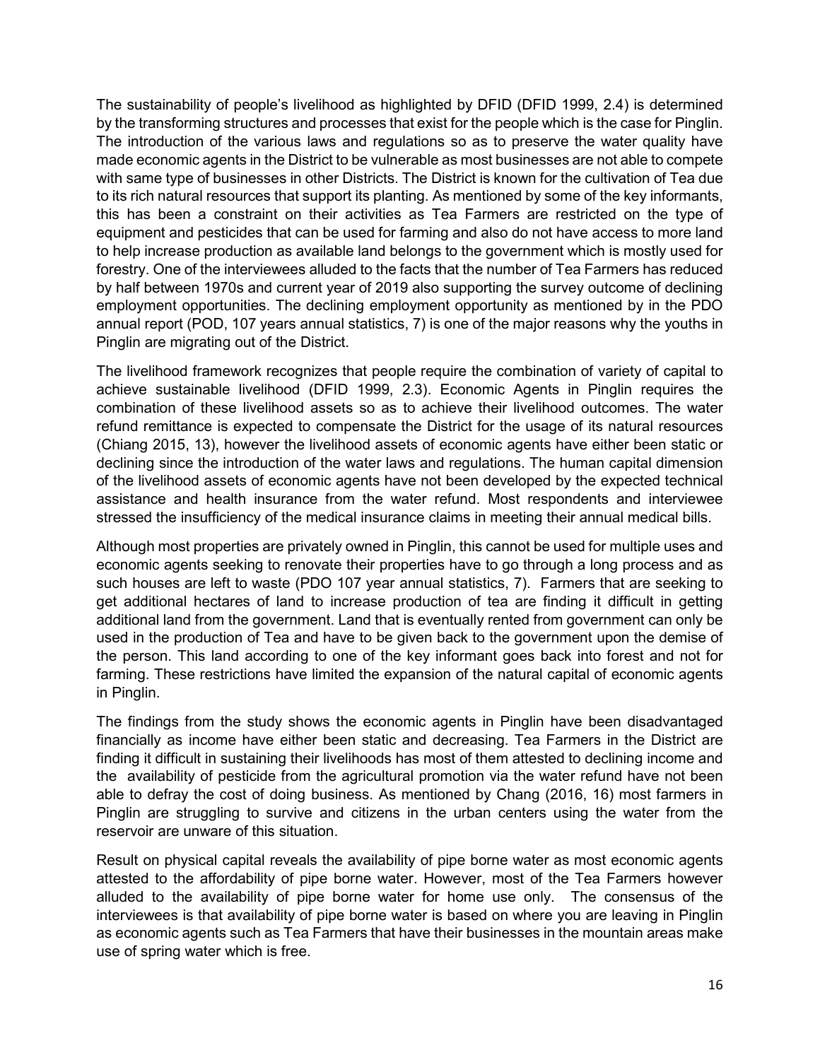The sustainability of people's livelihood as highlighted by DFID (DFID 1999, 2.4) is determined by the transforming structures and processes that exist for the people which is the case for Pinglin. The introduction of the various laws and regulations so as to preserve the water quality have made economic agents in the District to be vulnerable as most businesses are not able to compete with same type of businesses in other Districts. The District is known for the cultivation of Tea due to its rich natural resources that support its planting. As mentioned by some of the key informants, this has been a constraint on their activities as Tea Farmers are restricted on the type of equipment and pesticides that can be used for farming and also do not have access to more land to help increase production as available land belongs to the government which is mostly used for forestry. One of the interviewees alluded to the facts that the number of Tea Farmers has reduced by half between 1970s and current year of 2019 also supporting the survey outcome of declining employment opportunities. The declining employment opportunity as mentioned by in the PDO annual report (POD, 107 years annual statistics, 7) is one of the major reasons why the youths in Pinglin are migrating out of the District.

The livelihood framework recognizes that people require the combination of variety of capital to achieve sustainable livelihood (DFID 1999, 2.3). Economic Agents in Pinglin requires the combination of these livelihood assets so as to achieve their livelihood outcomes. The water refund remittance is expected to compensate the District for the usage of its natural resources (Chiang 2015, 13), however the livelihood assets of economic agents have either been static or declining since the introduction of the water laws and regulations. The human capital dimension of the livelihood assets of economic agents have not been developed by the expected technical assistance and health insurance from the water refund. Most respondents and interviewee stressed the insufficiency of the medical insurance claims in meeting their annual medical bills.

Although most properties are privately owned in Pinglin, this cannot be used for multiple uses and economic agents seeking to renovate their properties have to go through a long process and as such houses are left to waste (PDO 107 year annual statistics, 7). Farmers that are seeking to get additional hectares of land to increase production of tea are finding it difficult in getting additional land from the government. Land that is eventually rented from government can only be used in the production of Tea and have to be given back to the government upon the demise of the person. This land according to one of the key informant goes back into forest and not for farming. These restrictions have limited the expansion of the natural capital of economic agents in Pinglin.

The findings from the study shows the economic agents in Pinglin have been disadvantaged financially as income have either been static and decreasing. Tea Farmers in the District are finding it difficult in sustaining their livelihoods has most of them attested to declining income and the availability of pesticide from the agricultural promotion via the water refund have not been able to defray the cost of doing business. As mentioned by Chang (2016, 16) most farmers in Pinglin are struggling to survive and citizens in the urban centers using the water from the reservoir are unware of this situation.

Result on physical capital reveals the availability of pipe borne water as most economic agents attested to the affordability of pipe borne water. However, most of the Tea Farmers however alluded to the availability of pipe borne water for home use only. The consensus of the interviewees is that availability of pipe borne water is based on where you are leaving in Pinglin as economic agents such as Tea Farmers that have their businesses in the mountain areas make use of spring water which is free.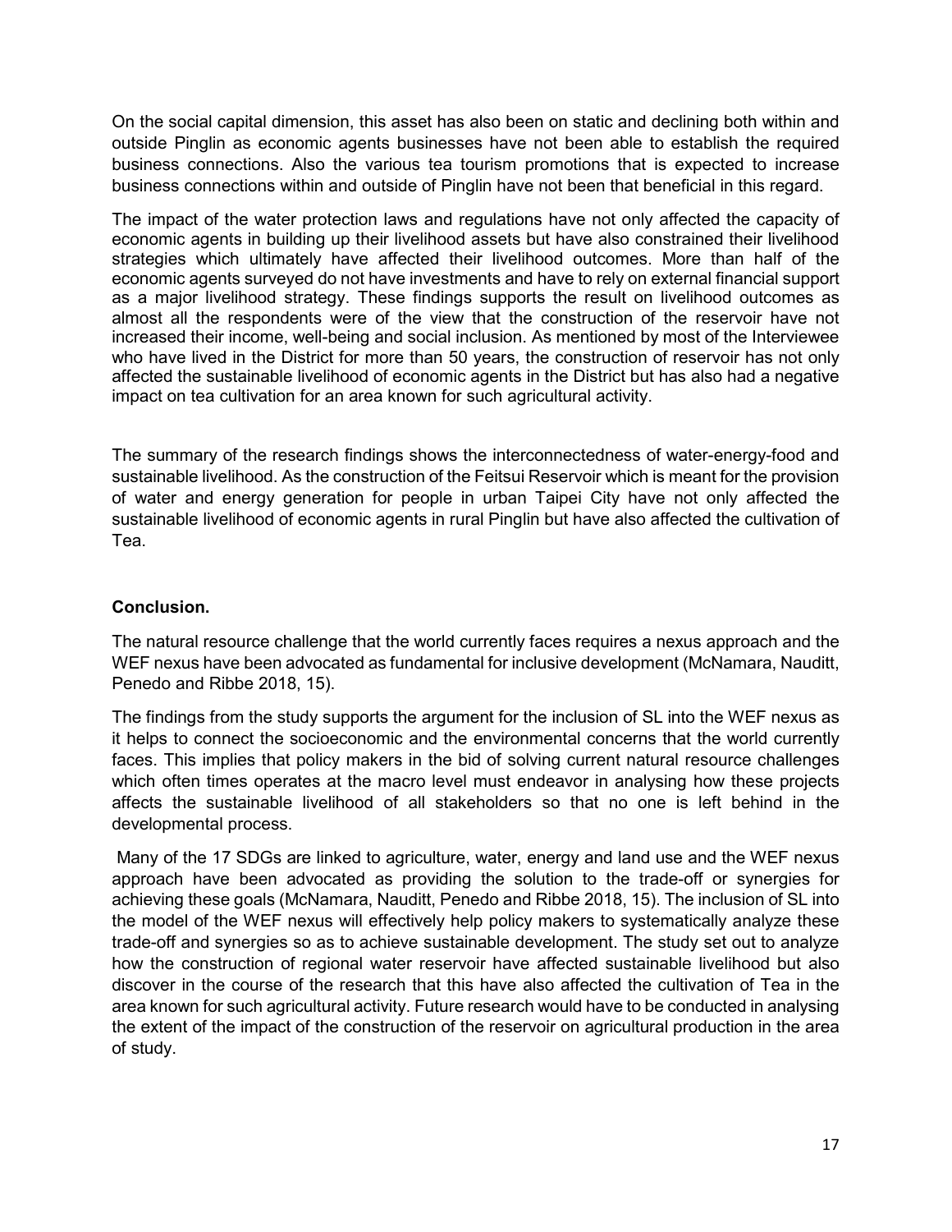On the social capital dimension, this asset has also been on static and declining both within and outside Pinglin as economic agents businesses have not been able to establish the required business connections. Also the various tea tourism promotions that is expected to increase business connections within and outside of Pinglin have not been that beneficial in this regard.

The impact of the water protection laws and regulations have not only affected the capacity of economic agents in building up their livelihood assets but have also constrained their livelihood strategies which ultimately have affected their livelihood outcomes. More than half of the economic agents surveyed do not have investments and have to rely on external financial support as a major livelihood strategy. These findings supports the result on livelihood outcomes as almost all the respondents were of the view that the construction of the reservoir have not increased their income, well-being and social inclusion. As mentioned by most of the Interviewee who have lived in the District for more than 50 years, the construction of reservoir has not only affected the sustainable livelihood of economic agents in the District but has also had a negative impact on tea cultivation for an area known for such agricultural activity.

The summary of the research findings shows the interconnectedness of water-energy-food and sustainable livelihood. As the construction of the Feitsui Reservoir which is meant for the provision of water and energy generation for people in urban Taipei City have not only affected the sustainable livelihood of economic agents in rural Pinglin but have also affected the cultivation of Tea.

**Conclusion.**

The natural resource challenge that the world currently faces requires a nexus approach and the WEF nexus have been advocated as fundamental for inclusive development (McNamara, Nauditt, Penedo and Ribbe 2018, 15).

The findings from the study supports the argument for the inclusion of SL into the WEF nexus as it helps to connect the socioeconomic and the environmental concerns that the world currently faces. This implies that policy makers in the bid of solving current natural resource challenges which often times operates at the macro level must endeavor in analysing how these projects affects the sustainable livelihood of all stakeholders so that no one is left behind in the developmental process.

Many of the 17 SDGs are linked to agriculture, water, energy and land use and the WEF nexus approach have been advocated as providing the solution to the trade-off or synergies for achieving these goals (McNamara, Nauditt, Penedo and Ribbe 2018, 15). The inclusion of SL into the model of the WEF nexus will effectively help policy makers to systematically analyze these trade-off and synergies so as to achieve sustainable development. The study set out to analyze how the construction of regional water reservoir have affected sustainable livelihood but also discover in the course of the research that this have also affected the cultivation of Tea in the area known for such agricultural activity. Future research would have to be conducted in analysing the extent of the impact of the construction of the reservoir on agricultural production in the area of study.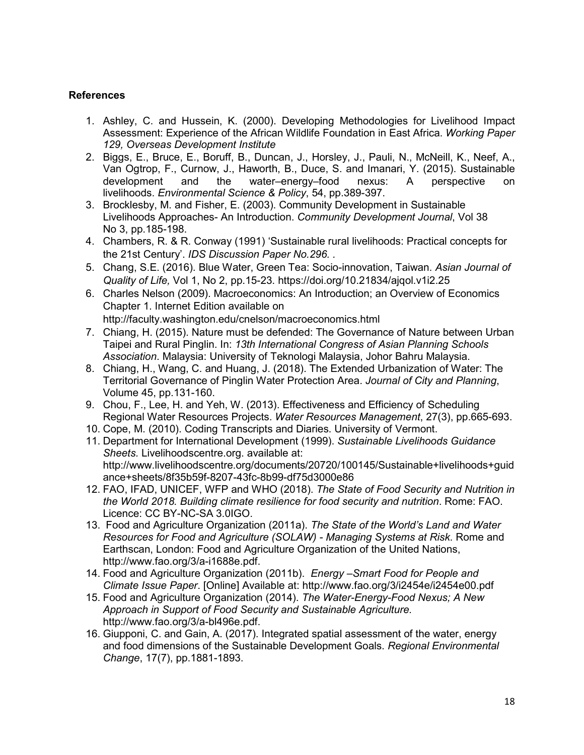**References**

1. Ashley, C. and Hussein, K. (2000). Developing Methodologies for Livelihood Impact Assessment: Experience of the African Wildlife Foundation in East Africa. *Working Paper 129, Overseas Development Institute*
2. Biggs, E., Bruce, E., Boruff, B., Duncan, J., Horsley, J., Pauli, N., McNeill, K., Neef, A., Van Ogtrop, F., Curnow, J., Haworth, B., Duce, S. and Imanari, Y. (2015). Sustainable development and the water–energy–food nexus: A perspective on livelihoods. *Environmental Science & Policy*, 54, pp.389-397.
3. Brocklesby, M. and Fisher, E. (2003). Community Development in Sustainable Livelihoods Approaches- An Introduction. *Community Development Journal*, Vol 38 No 3, pp.185-198.
4. Chambers, R. & R. Conway (1991) 'Sustainable rural livelihoods: Practical concepts for the 21st Century'. *IDS Discussion Paper No.296. .*
5. Chang, S.E. (2016). Blue Water, Green Tea: Socio-innovation, Taiwan. *Asian Journal of Quality of Life,* Vol 1, No 2, pp.15-23. https://doi.org/10.21834/ajqol.v1i2.25
6. Charles Nelson (2009). Macroeconomics: An Introduction; an Overview of Economics Chapter 1. Internet Edition available on http://faculty.washington.edu/cnelson/macroeconomics.html
7. Chiang, H. (2015). Nature must be defended: The Governance of Nature between Urban Taipei and Rural Pinglin. In: *13th International Congress of Asian Planning Schools Association*. Malaysia: University of Teknologi Malaysia, Johor Bahru Malaysia.
8. Chiang, H., Wang, C. and Huang, J. (2018). The Extended Urbanization of Water: The Territorial Governance of Pinglin Water Protection Area. *Journal of City and Planning*, Volume 45, pp.131-160.
9. Chou, F., Lee, H. and Yeh, W. (2013). Effectiveness and Efficiency of Scheduling Regional Water Resources Projects. *Water Resources Management*, 27(3), pp.665-693.
10. Cope, M. (2010). Coding Transcripts and Diaries. University of Vermont.
11. Department for International Development (1999). *Sustainable Livelihoods Guidance Sheets.* Livelihoodscentre.org. available at: http://www.livelihoodscentre.org/documents/20720/100145/Sustainable+livelihoods+guidance+sheets/8f35b59f-8207-43fc-8b99-df75d3000e86
12. FAO, IFAD, UNICEF, WFP and WHO (2018). *The State of Food Security and Nutrition in the World 2018. Building climate resilience for food security and nutrition*. Rome: FAO. Licence: CC BY-NC-SA 3.0IGO.
13. Food and Agriculture Organization (2011a). *The State of the World's Land and Water Resources for Food and Agriculture (SOLAW) - Managing Systems at Risk*. Rome and Earthscan, London: Food and Agriculture Organization of the United Nations, http://www.fao.org/3/a-i1688e.pdf.
14. Food and Agriculture Organization (2011b). *Energy –Smart Food for People and Climate Issue Paper*. [Online] Available at: http://www.fao.org/3/i2454e/i2454e00.pdf
15. Food and Agriculture Organization (2014). *The Water-Energy-Food Nexus; A New Approach in Support of Food Security and Sustainable Agriculture.* http://www.fao.org/3/a-bl496e.pdf.
16. Giupponi, C. and Gain, A. (2017). Integrated spatial assessment of the water, energy and food dimensions of the Sustainable Development Goals. *Regional Environmental Change*, 17(7), pp.1881-1893.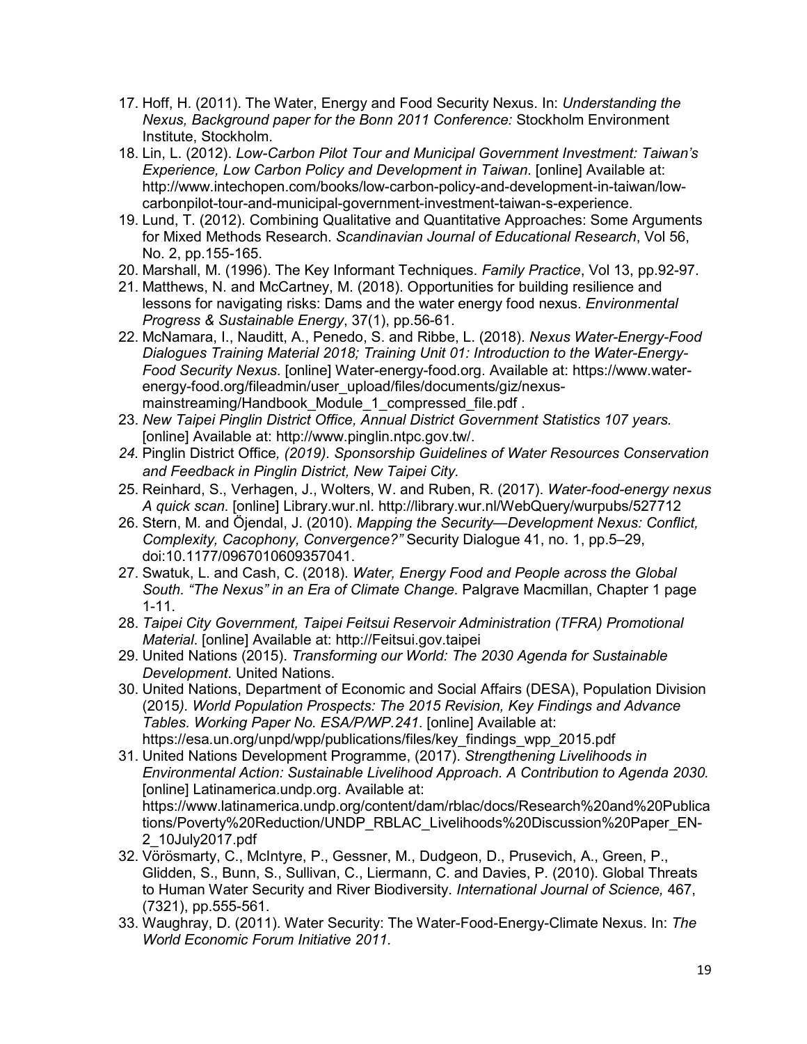17. Hoff, H. (2011). The Water, Energy and Food Security Nexus. In: *Understanding the Nexus, Background paper for the Bonn 2011 Conference:* Stockholm Environment Institute, Stockholm.
18. Lin, L. (2012). *Low-Carbon Pilot Tour and Municipal Government Investment: Taiwan's Experience, Low Carbon Policy and Development in Taiwan*. [online] Available at: http://www.intechopen.com/books/low-carbon-policy-and-development-in-taiwan/low-carbonpilot-tour-and-municipal-government-investment-taiwan-s-experience.
19. Lund, T. (2012). Combining Qualitative and Quantitative Approaches: Some Arguments for Mixed Methods Research. *Scandinavian Journal of Educational Research*, Vol 56, No. 2, pp.155-165.
20. Marshall, M. (1996). The Key Informant Techniques. *Family Practice*, Vol 13, pp.92-97.
21. Matthews, N. and McCartney, M. (2018). Opportunities for building resilience and lessons for navigating risks: Dams and the water energy food nexus. *Environmental Progress & Sustainable Energy*, 37(1), pp.56-61.
22. McNamara, I., Nauditt, A., Penedo, S. and Ribbe, L. (2018). *Nexus Water-Energy-Food Dialogues Training Material 2018; Training Unit 01: Introduction to the Water-Energy-Food Security Nexus*. [online] Water-energy-food.org. Available at: https://www.water-energy-food.org/fileadmin/user_upload/files/documents/giz/nexus-mainstreaming/Handbook_Module_1_compressed_file.pdf .
23. *New Taipei Pinglin District Office, Annual District Government Statistics 107 years.* [online] Available at: http://www.pinglin.ntpc.gov.tw/.
24. Pinglin District Office*, (2019). Sponsorship Guidelines of Water Resources Conservation and Feedback in Pinglin District, New Taipei City.*
25. Reinhard, S., Verhagen, J., Wolters, W. and Ruben, R. (2017). *Water-food-energy nexus A quick scan*. [online] Library.wur.nl. http://library.wur.nl/WebQuery/wurpubs/527712
26. Stern, M. and Öjendal, J. (2010). *Mapping the Security—Development Nexus: Conflict, Complexity, Cacophony, Convergence?"* Security Dialogue 41, no. 1, pp.5–29, doi:10.1177/0967010609357041.
27. Swatuk, L. and Cash, C. (2018). *Water, Energy Food and People across the Global South. "The Nexus" in an Era of Climate Change*. Palgrave Macmillan, Chapter 1 page 1-11.
28. *Taipei City Government, Taipei Feitsui Reservoir Administration (TFRA) Promotional Material*. [online] Available at: http://Feitsui.gov.taipei
29. United Nations (2015). *Transforming our World: The 2030 Agenda for Sustainable Development*. United Nations.
30. United Nations, Department of Economic and Social Affairs (DESA), Population Division (2015*). World Population Prospects: The 2015 Revision, Key Findings and Advance Tables. Working Paper No. ESA/P/WP.241*. [online] Available at: https://esa.un.org/unpd/wpp/publications/files/key_findings_wpp_2015.pdf
31. United Nations Development Programme, (2017). *Strengthening Livelihoods in Environmental Action: Sustainable Livelihood Approach. A Contribution to Agenda 2030.* [online] Latinamerica.undp.org. Available at: https://www.latinamerica.undp.org/content/dam/rblac/docs/Research%20and%20Publications/Poverty%20Reduction/UNDP_RBLAC_Livelihoods%20Discussion%20Paper_EN-2_10July2017.pdf
32. Vörösmarty, C., McIntyre, P., Gessner, M., Dudgeon, D., Prusevich, A., Green, P., Glidden, S., Bunn, S., Sullivan, C., Liermann, C. and Davies, P. (2010). Global Threats to Human Water Security and River Biodiversity. *International Journal of Science,* 467, (7321), pp.555-561.
33. Waughray, D. (2011). Water Security: The Water-Food-Energy-Climate Nexus. In: *The World Economic Forum Initiative 2011.*